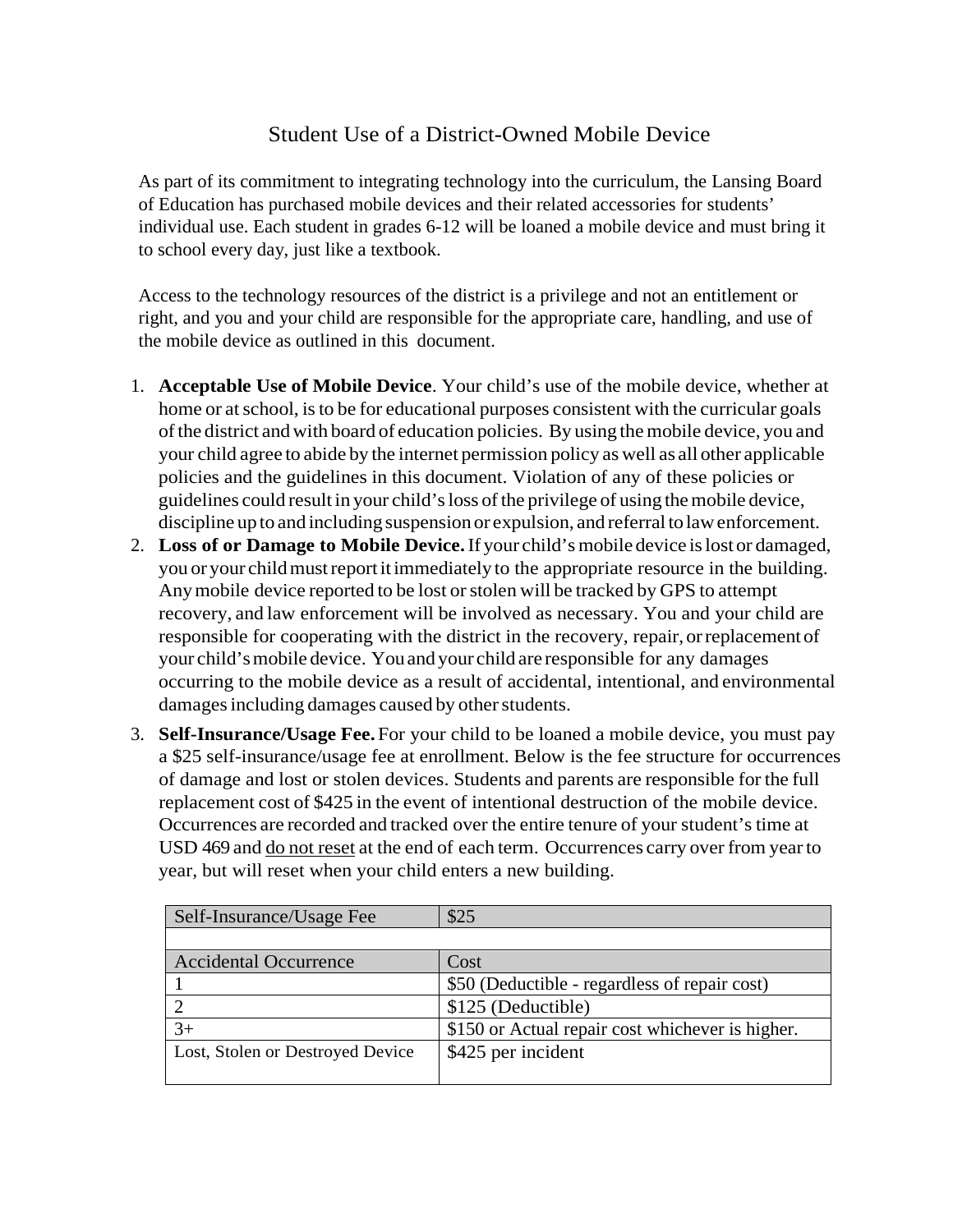# Student Use of a District-Owned Mobile Device

As part of its commitment to integrating technology into the curriculum, the Lansing Board of Education has purchased mobile devices and their related accessories for students' individual use. Each student in grades 6-12 will be loaned a mobile device and must bring it to school every day, just like a textbook.

Access to the technology resources of the district is a privilege and not an entitlement or right, and you and your child are responsible for the appropriate care, handling, and use of the mobile device as outlined in this document.

1. **Acceptable Use of Mobile Device**. Your child's use of the mobile device, whether at home or at school, is to be for educational purposes consistent with the curricular goals of the district and with board of education policies. By using the mobile device, you and your child agree to abide by the internet permission policy as well as all other applicable policies and the guidelines in this document. Violation of any of these policies or guidelines could result in your child's loss of the privilege of using the mobile device, discipline up to and including suspension or expulsion, and referral to law enforcement.
2. **Loss of or Damage to Mobile Device.** If your child's mobile device is lost or damaged, you or your child must report it immediately to the appropriate resource in the building. Any mobile device reported to be lost or stolen will be tracked by GPS to attempt recovery, and law enforcement will be involved as necessary. You and your child are responsible for cooperating with the district in the recovery, repair, or replacement of your child's mobile device. You and your child are responsible for any damages occurring to the mobile device as a result of accidental, intentional, and environmental damages including damages caused by other students.
3. **Self-Insurance/Usage Fee.** For your child to be loaned a mobile device, you must pay a $25 self-insurance/usage fee at enrollment. Below is the fee structure for occurrences of damage and lost or stolen devices. Students and parents are responsible for the full replacement cost of $425 in the event of intentional destruction of the mobile device. Occurrences are recorded and tracked over the entire tenure of your student's time at USD 469 and <u>do not reset</u> at the end of each term. Occurrences carry over from year to year, but will reset when your child enters a new building.

| Self-Insurance/Usage Fee | $25 |
|---|---|
| | |
| Accidental Occurrence | Cost |
| 1 | $50 (Deductible - regardless of repair cost) |
| 2 | $125 (Deductible) |
| 3+ | $150 or Actual repair cost whichever is higher. |
| Lost, Stolen or Destroyed Device | $425 per incident |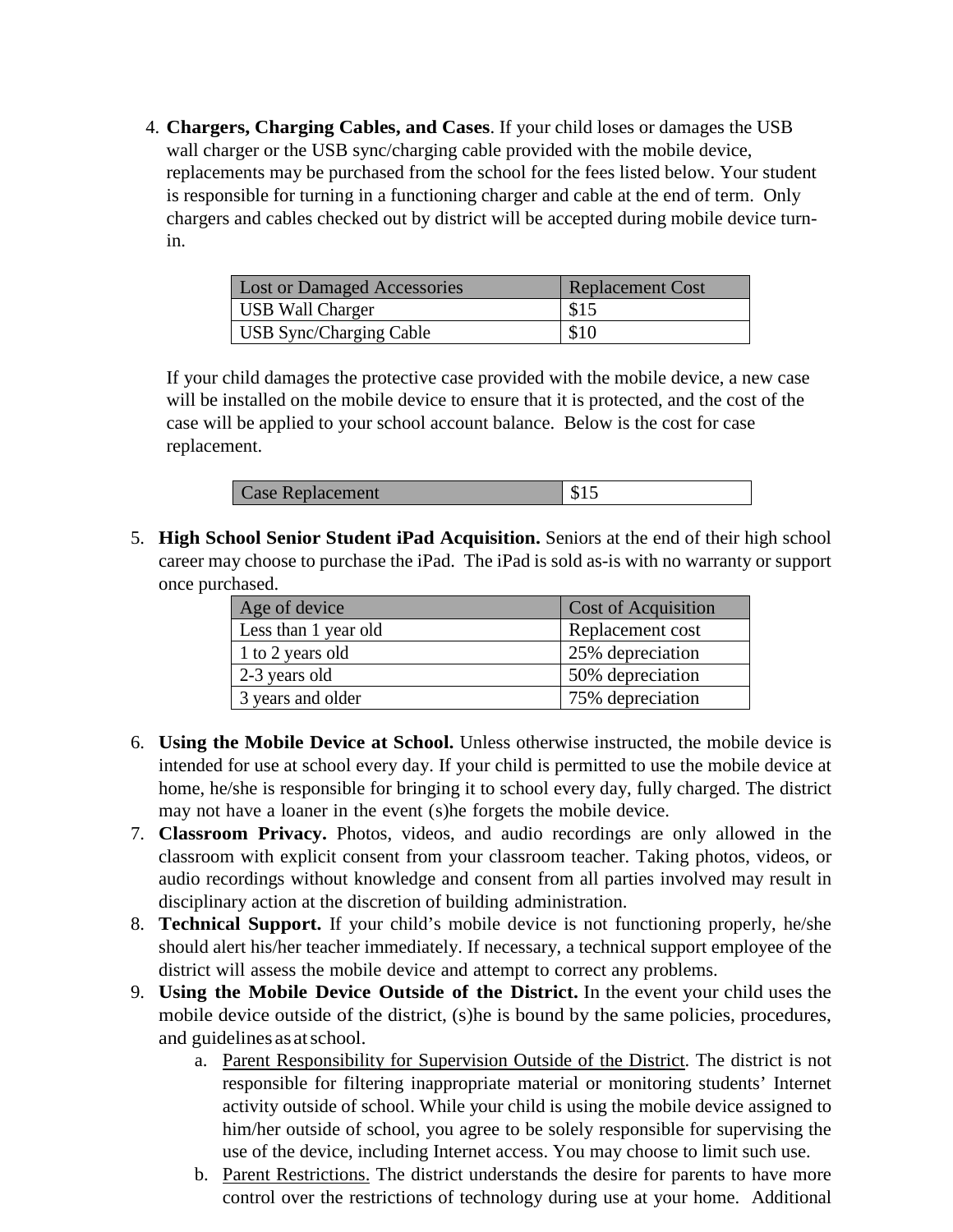4. **Chargers, Charging Cables, and Cases**. If your child loses or damages the USB wall charger or the USB sync/charging cable provided with the mobile device, replacements may be purchased from the school for the fees listed below. Your student is responsible for turning in a functioning charger and cable at the end of term. Only chargers and cables checked out by district will be accepted during mobile device turn-in.

| Lost or Damaged Accessories | Replacement Cost |
| --- | --- |
| USB Wall Charger | $15 |
| USB Sync/Charging Cable | $10 |

If your child damages the protective case provided with the mobile device, a new case will be installed on the mobile device to ensure that it is protected, and the cost of the case will be applied to your school account balance. Below is the cost for case replacement.

| Case Replacement | $15 |
| --- | --- |

5. **High School Senior Student iPad Acquisition.** Seniors at the end of their high school career may choose to purchase the iPad. The iPad is sold as-is with no warranty or support once purchased.

| Age of device | Cost of Acquisition |
| --- | --- |
| Less than 1 year old | Replacement cost |
| 1 to 2 years old | 25% depreciation |
| 2-3 years old | 50% depreciation |
| 3 years and older | 75% depreciation |

6. **Using the Mobile Device at School.** Unless otherwise instructed, the mobile device is intended for use at school every day. If your child is permitted to use the mobile device at home, he/she is responsible for bringing it to school every day, fully charged. The district may not have a loaner in the event (s)he forgets the mobile device.
7. **Classroom Privacy.** Photos, videos, and audio recordings are only allowed in the classroom with explicit consent from your classroom teacher. Taking photos, videos, or audio recordings without knowledge and consent from all parties involved may result in disciplinary action at the discretion of building administration.
8. **Technical Support.** If your child's mobile device is not functioning properly, he/she should alert his/her teacher immediately. If necessary, a technical support employee of the district will assess the mobile device and attempt to correct any problems.
9. **Using the Mobile Device Outside of the District.** In the event your child uses the mobile device outside of the district, (s)he is bound by the same policies, procedures, and guidelines as at school.
    a. Parent Responsibility for Supervision Outside of the District. The district is not responsible for filtering inappropriate material or monitoring students' Internet activity outside of school. While your child is using the mobile device assigned to him/her outside of school, you agree to be solely responsible for supervising the use of the device, including Internet access. You may choose to limit such use.
    b. Parent Restrictions. The district understands the desire for parents to have more control over the restrictions of technology during use at your home. Additional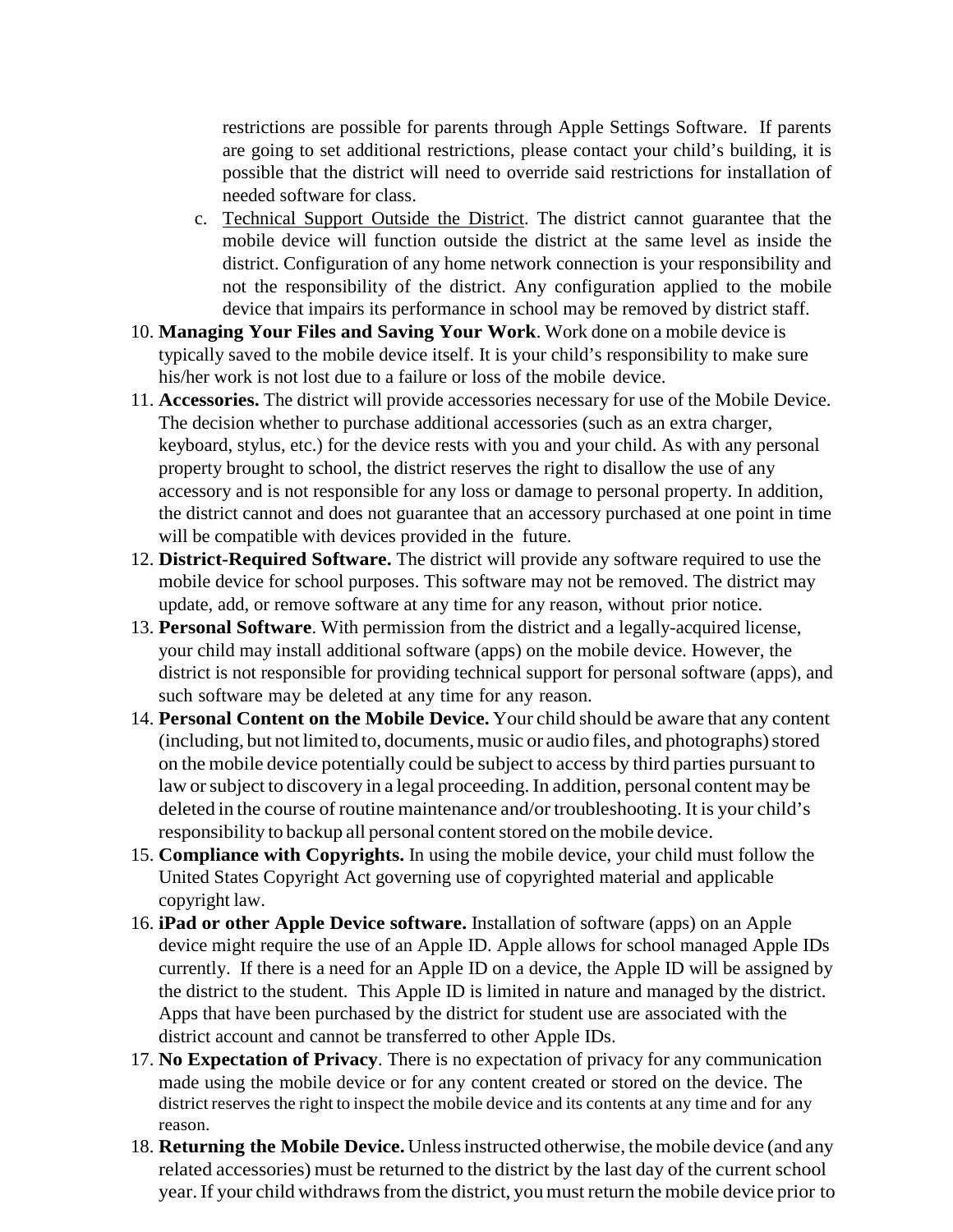restrictions are possible for parents through Apple Settings Software. If parents are going to set additional restrictions, please contact your child's building, it is possible that the district will need to override said restrictions for installation of needed software for class.

   c. Technical Support Outside the District. The district cannot guarantee that the mobile device will function outside the district at the same level as inside the district. Configuration of any home network connection is your responsibility and not the responsibility of the district. Any configuration applied to the mobile device that impairs its performance in school may be removed by district staff.

10. **Managing Your Files and Saving Your Work**. Work done on a mobile device is typically saved to the mobile device itself. It is your child's responsibility to make sure his/her work is not lost due to a failure or loss of the mobile device.
11. **Accessories.** The district will provide accessories necessary for use of the Mobile Device. The decision whether to purchase additional accessories (such as an extra charger, keyboard, stylus, etc.) for the device rests with you and your child. As with any personal property brought to school, the district reserves the right to disallow the use of any accessory and is not responsible for any loss or damage to personal property. In addition, the district cannot and does not guarantee that an accessory purchased at one point in time will be compatible with devices provided in the future.
12. **District-Required Software.** The district will provide any software required to use the mobile device for school purposes. This software may not be removed. The district may update, add, or remove software at any time for any reason, without prior notice.
13. **Personal Software**. With permission from the district and a legally-acquired license, your child may install additional software (apps) on the mobile device. However, the district is not responsible for providing technical support for personal software (apps), and such software may be deleted at any time for any reason.
14. **Personal Content on the Mobile Device.** Your child should be aware that any content (including, but not limited to, documents, music or audio files, and photographs) stored on the mobile device potentially could be subject to access by third parties pursuant to law or subject to discovery in a legal proceeding. In addition, personal content may be deleted in the course of routine maintenance and/or troubleshooting. It is your child's responsibility to backup all personal content stored on the mobile device.
15. **Compliance with Copyrights.** In using the mobile device, your child must follow the United States Copyright Act governing use of copyrighted material and applicable copyright law.
16. **iPad or other Apple Device software.** Installation of software (apps) on an Apple device might require the use of an Apple ID. Apple allows for school managed Apple IDs currently. If there is a need for an Apple ID on a device, the Apple ID will be assigned by the district to the student. This Apple ID is limited in nature and managed by the district. Apps that have been purchased by the district for student use are associated with the district account and cannot be transferred to other Apple IDs.
17. **No Expectation of Privacy**. There is no expectation of privacy for any communication made using the mobile device or for any content created or stored on the device. The district reserves the right to inspect the mobile device and its contents at any time and for any reason.
18. **Returning the Mobile Device.** Unless instructed otherwise, the mobile device (and any related accessories) must be returned to the district by the last day of the current school year. If your child withdraws from the district, you must return the mobile device prior to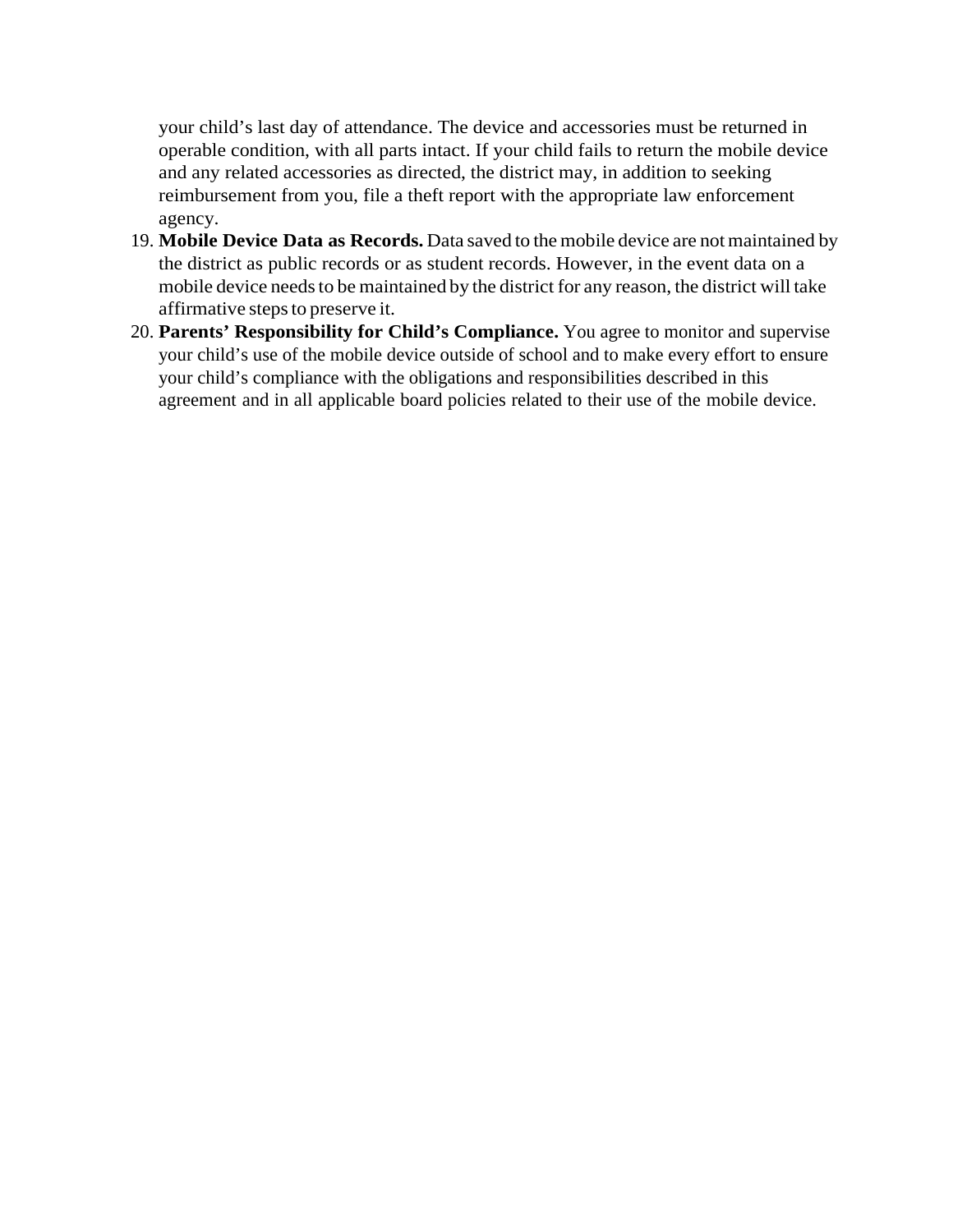your child's last day of attendance. The device and accessories must be returned in operable condition, with all parts intact. If your child fails to return the mobile device and any related accessories as directed, the district may, in addition to seeking reimbursement from you, file a theft report with the appropriate law enforcement agency.

19. **Mobile Device Data as Records.** Data saved to the mobile device are not maintained by the district as public records or as student records. However, in the event data on a mobile device needs to be maintained by the district for any reason, the district will take affirmative steps to preserve it.
20. **Parents' Responsibility for Child's Compliance.** You agree to monitor and supervise your child's use of the mobile device outside of school and to make every effort to ensure your child's compliance with the obligations and responsibilities described in this agreement and in all applicable board policies related to their use of the mobile device.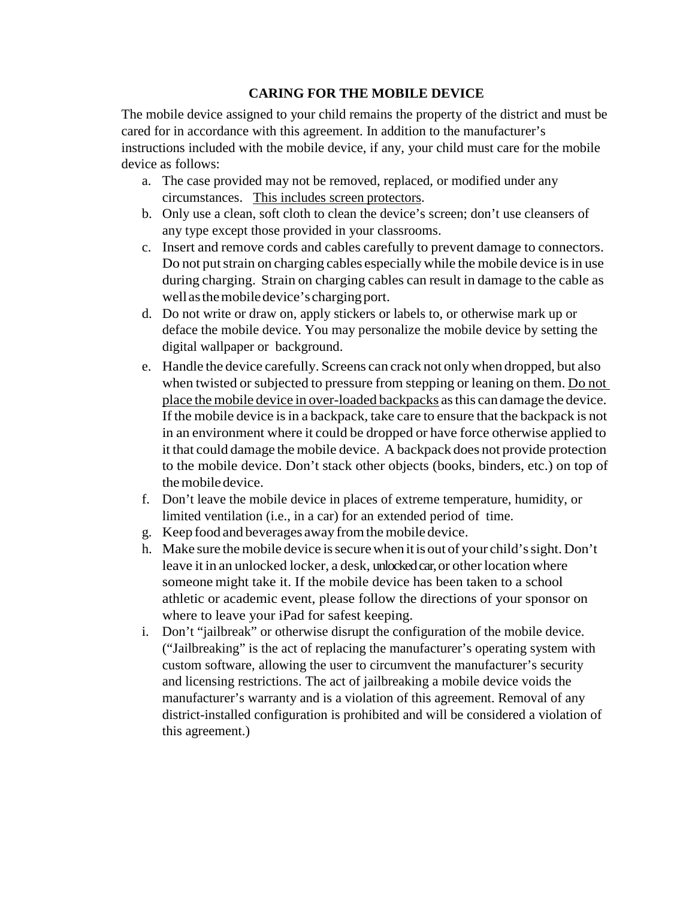## CARING FOR THE MOBILE DEVICE

The mobile device assigned to your child remains the property of the district and must be cared for in accordance with this agreement. In addition to the manufacturer's instructions included with the mobile device, if any, your child must care for the mobile device as follows:

a. The case provided may not be removed, replaced, or modified under any circumstances. <u>This includes screen protectors</u>.
b. Only use a clean, soft cloth to clean the device's screen; don't use cleansers of any type except those provided in your classrooms.
c. Insert and remove cords and cables carefully to prevent damage to connectors. Do not put strain on charging cables especially while the mobile device is in use during charging. Strain on charging cables can result in damage to the cable as well as the mobile device's charging port.
d. Do not write or draw on, apply stickers or labels to, or otherwise mark up or deface the mobile device. You may personalize the mobile device by setting the digital wallpaper or background.
e. Handle the device carefully. Screens can crack not only when dropped, but also when twisted or subjected to pressure from stepping or leaning on them. <u>Do not place the mobile device in over-loaded backpacks</u> as this can damage the device. If the mobile device is in a backpack, take care to ensure that the backpack is not in an environment where it could be dropped or have force otherwise applied to it that could damage the mobile device. A backpack does not provide protection to the mobile device. Don't stack other objects (books, binders, etc.) on top of the mobile device.
f. Don't leave the mobile device in places of extreme temperature, humidity, or limited ventilation (i.e., in a car) for an extended period of time.
g. Keep food and beverages away from the mobile device.
h. Make sure the mobile device is secure when it is out of your child's sight. Don't leave it in an unlocked locker, a desk, unlocked car, or other location where someone might take it. If the mobile device has been taken to a school athletic or academic event, please follow the directions of your sponsor on where to leave your iPad for safest keeping.
i. Don't "jailbreak" or otherwise disrupt the configuration of the mobile device. ("Jailbreaking" is the act of replacing the manufacturer's operating system with custom software, allowing the user to circumvent the manufacturer's security and licensing restrictions. The act of jailbreaking a mobile device voids the manufacturer's warranty and is a violation of this agreement. Removal of any district-installed configuration is prohibited and will be considered a violation of this agreement.)